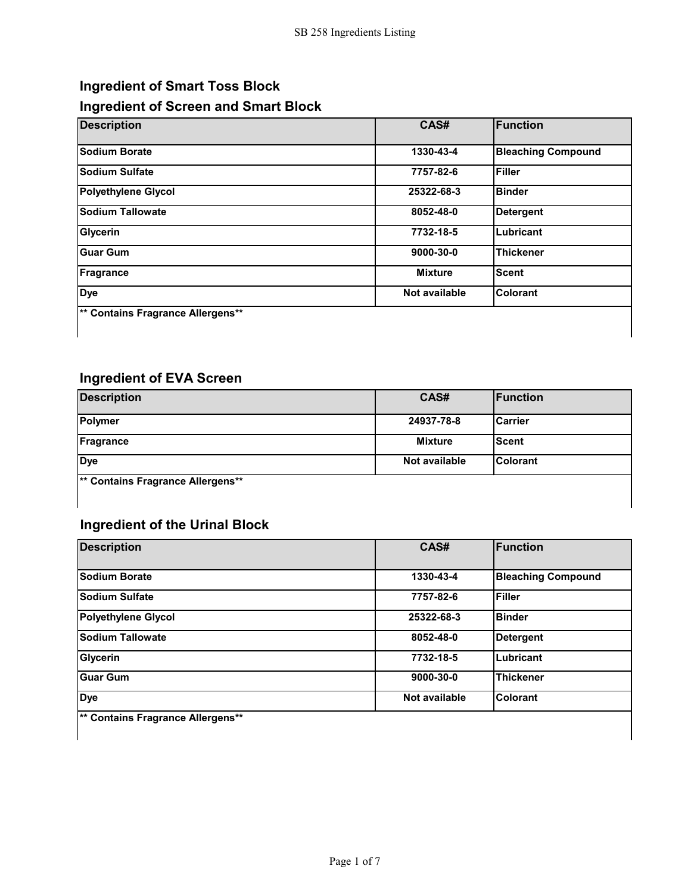## Ingredient of Smart Toss Block

## Ingredient of Screen and Smart Block

| Description | CAS# | Function |
| --- | --- | --- |
| Sodium Borate | 1330-43-4 | Bleaching Compound |
| Sodium Sulfate | 7757-82-6 | Filler |
| Polyethylene Glycol | 25322-68-3 | Binder |
| Sodium Tallowate | 8052-48-0 | Detergent |
| Glycerin | 7732-18-5 | Lubricant |
| Guar Gum | 9000-30-0 | Thickener |
| Fragrance | Mixture | Scent |
| Dye | Not available | Colorant |
| ** Contains Fragrance Allergens** | | |

## Ingredient of EVA Screen

| Description | CAS# | Function |
| --- | --- | --- |
| Polymer | 24937-78-8 | Carrier |
| Fragrance | Mixture | Scent |
| Dye | Not available | Colorant |
| ** Contains Fragrance Allergens** | | |

## Ingredient of the Urinal Block

| Description | CAS# | Function |
| --- | --- | --- |
| Sodium Borate | 1330-43-4 | Bleaching Compound |
| Sodium Sulfate | 7757-82-6 | Filler |
| Polyethylene Glycol | 25322-68-3 | Binder |
| Sodium Tallowate | 8052-48-0 | Detergent |
| Glycerin | 7732-18-5 | Lubricant |
| Guar Gum | 9000-30-0 | Thickener |
| Dye | Not available | Colorant |
| ** Contains Fragrance Allergens** | | |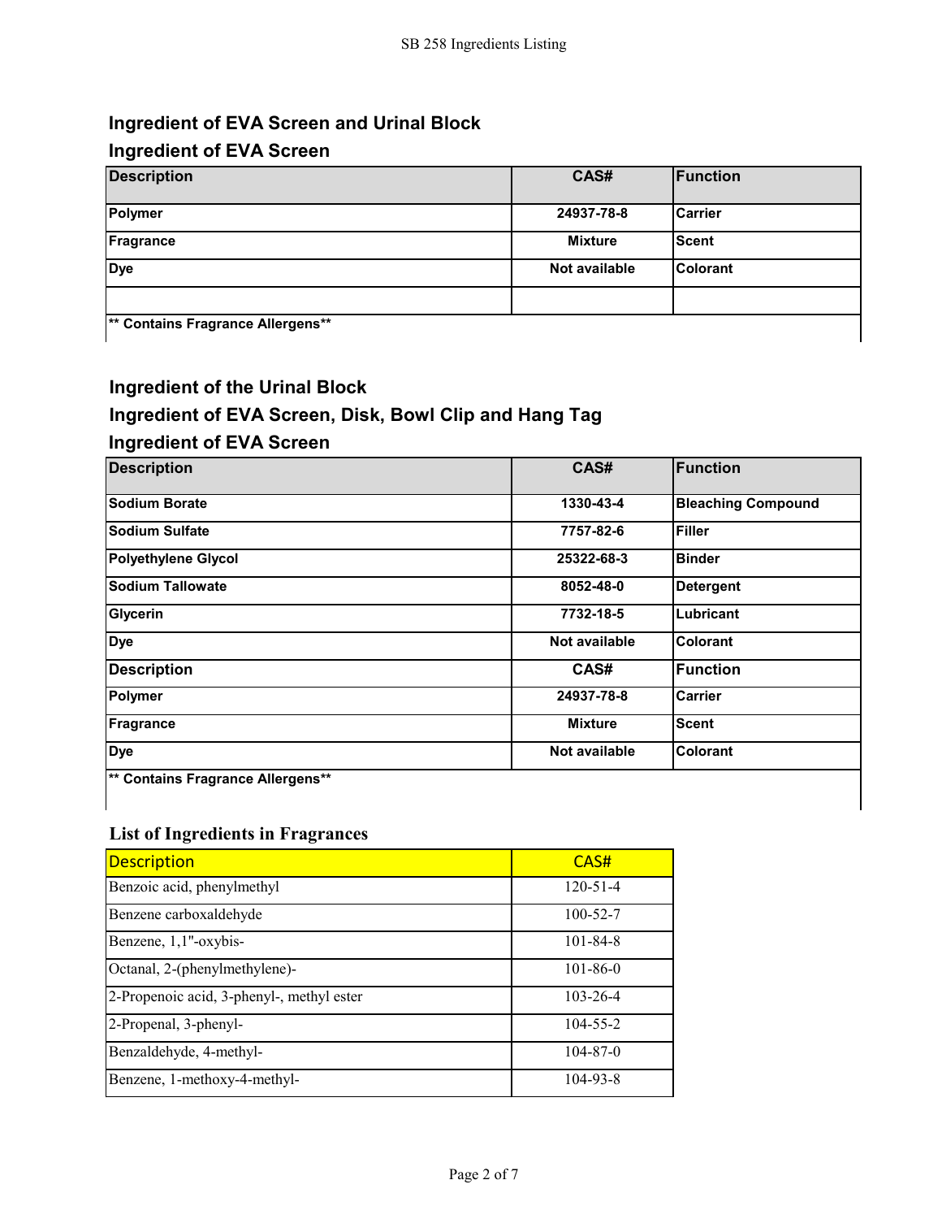## Ingredient of EVA Screen and Urinal Block

## Ingredient of EVA Screen

| Description | CAS# | Function |
|---|---|---|
| Polymer | 24937-78-8 | Carrier |
| Fragrance | Mixture | Scent |
| Dye | Not available | Colorant |
| | | |
| ** Contains Fragrance Allergens** | | |

## Ingredient of the Urinal Block

## Ingredient of EVA Screen, Disk, Bowl Clip and Hang Tag

## Ingredient of EVA Screen

| Description | CAS# | Function |
|---|---|---|
| Sodium Borate | 1330-43-4 | Bleaching Compound |
| Sodium Sulfate | 7757-82-6 | Filler |
| Polyethylene Glycol | 25322-68-3 | Binder |
| Sodium Tallowate | 8052-48-0 | Detergent |
| Glycerin | 7732-18-5 | Lubricant |
| Dye | Not available | Colorant |
| **Description** | **CAS#** | **Function** |
| Polymer | 24937-78-8 | Carrier |
| Fragrance | Mixture | Scent |
| Dye | Not available | Colorant |
| ** Contains Fragrance Allergens** | | |

## List of Ingredients in Fragrances

| Description | CAS# |
|---|---|
| Benzoic acid, phenylmethyl | 120-51-4 |
| Benzene carboxaldehyde | 100-52-7 |
| Benzene, 1,1"-oxybis- | 101-84-8 |
| Octanal, 2-(phenylmethylene)- | 101-86-0 |
| 2-Propenoic acid, 3-phenyl-, methyl ester | 103-26-4 |
| 2-Propenal, 3-phenyl- | 104-55-2 |
| Benzaldehyde, 4-methyl- | 104-87-0 |
| Benzene, 1-methoxy-4-methyl- | 104-93-8 |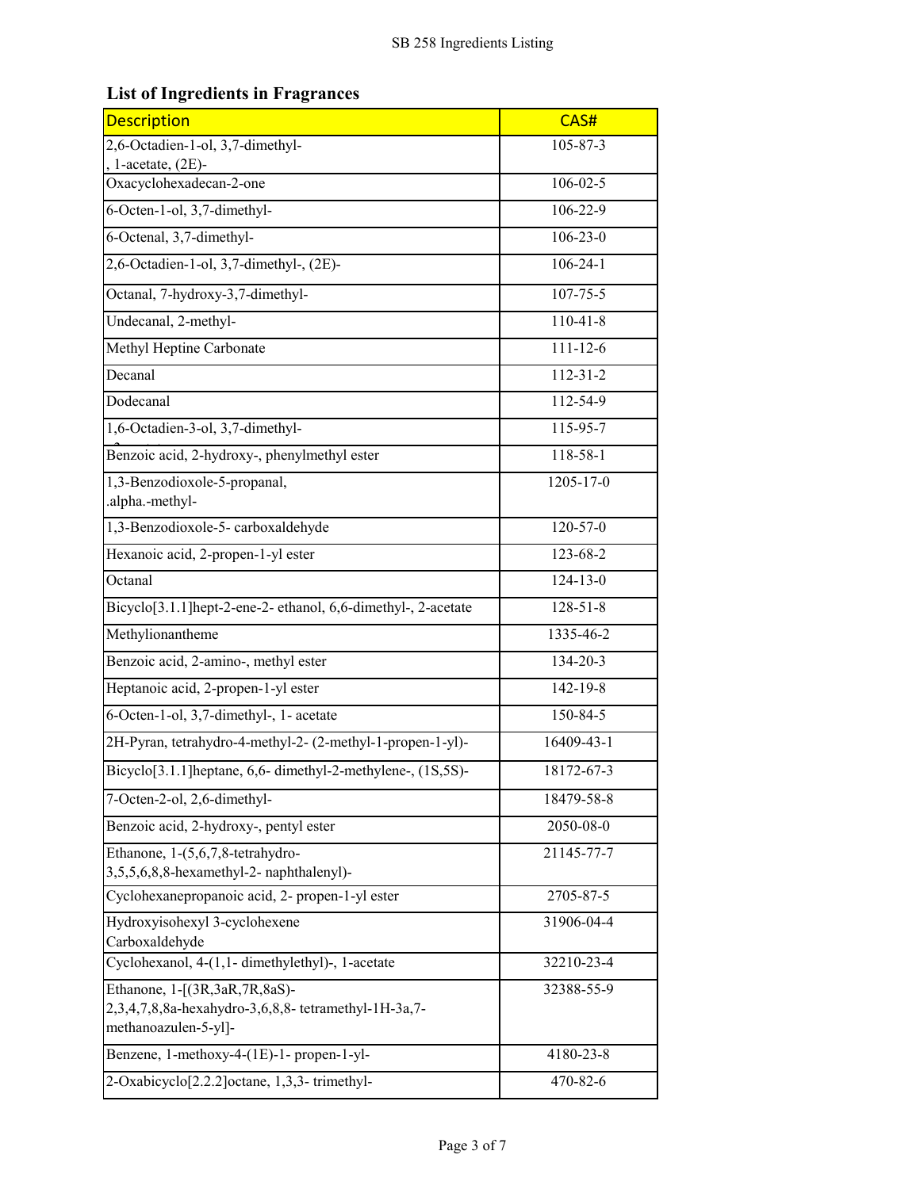## List of Ingredients in Fragrances

| Description | CAS# |
|---|---|
| 2,6-Octadien-1-ol, 3,7-dimethyl-, 1-acetate, (2E)- | 105-87-3 |
| Oxacyclohexadecan-2-one | 106-02-5 |
| 6-Octen-1-ol, 3,7-dimethyl- | 106-22-9 |
| 6-Octenal, 3,7-dimethyl- | 106-23-0 |
| 2,6-Octadien-1-ol, 3,7-dimethyl-, (2E)- | 106-24-1 |
| Octanal, 7-hydroxy-3,7-dimethyl- | 107-75-5 |
| Undecanal, 2-methyl- | 110-41-8 |
| Methyl Heptine Carbonate | 111-12-6 |
| Decanal | 112-31-2 |
| Dodecanal | 112-54-9 |
| 1,6-Octadien-3-ol, 3,7-dimethyl- | 115-95-7 |
| Benzoic acid, 2-hydroxy-, phenylmethyl ester | 118-58-1 |
| 1,3-Benzodioxole-5-propanal, .alpha.-methyl- | 1205-17-0 |
| 1,3-Benzodioxole-5- carboxaldehyde | 120-57-0 |
| Hexanoic acid, 2-propen-1-yl ester | 123-68-2 |
| Octanal | 124-13-0 |
| Bicyclo[3.1.1]hept-2-ene-2- ethanol, 6,6-dimethyl-, 2-acetate | 128-51-8 |
| Methylionantheme | 1335-46-2 |
| Benzoic acid, 2-amino-, methyl ester | 134-20-3 |
| Heptanoic acid, 2-propen-1-yl ester | 142-19-8 |
| 6-Octen-1-ol, 3,7-dimethyl-, 1- acetate | 150-84-5 |
| 2H-Pyran, tetrahydro-4-methyl-2- (2-methyl-1-propen-1-yl)- | 16409-43-1 |
| Bicyclo[3.1.1]heptane, 6,6- dimethyl-2-methylene-, (1S,5S)- | 18172-67-3 |
| 7-Octen-2-ol, 2,6-dimethyl- | 18479-58-8 |
| Benzoic acid, 2-hydroxy-, pentyl ester | 2050-08-0 |
| Ethanone, 1-(5,6,7,8-tetrahydro-3,5,5,6,8,8-hexamethyl-2- naphthalenyl)- | 21145-77-7 |
| Cyclohexanepropanoic acid, 2- propen-1-yl ester | 2705-87-5 |
| Hydroxyisohexyl 3-cyclohexene Carboxaldehyde | 31906-04-4 |
| Cyclohexanol, 4-(1,1- dimethylethyl)-, 1-acetate | 32210-23-4 |
| Ethanone, 1-[(3R,3aR,7R,8aS)-2,3,4,7,8,8a-hexahydro-3,6,8,8- tetramethyl-1H-3a,7-methanoazulen-5-yl]- | 32388-55-9 |
| Benzene, 1-methoxy-4-(1E)-1- propen-1-yl- | 4180-23-8 |
| 2-Oxabicyclo[2.2.2]octane, 1,3,3- trimethyl- | 470-82-6 |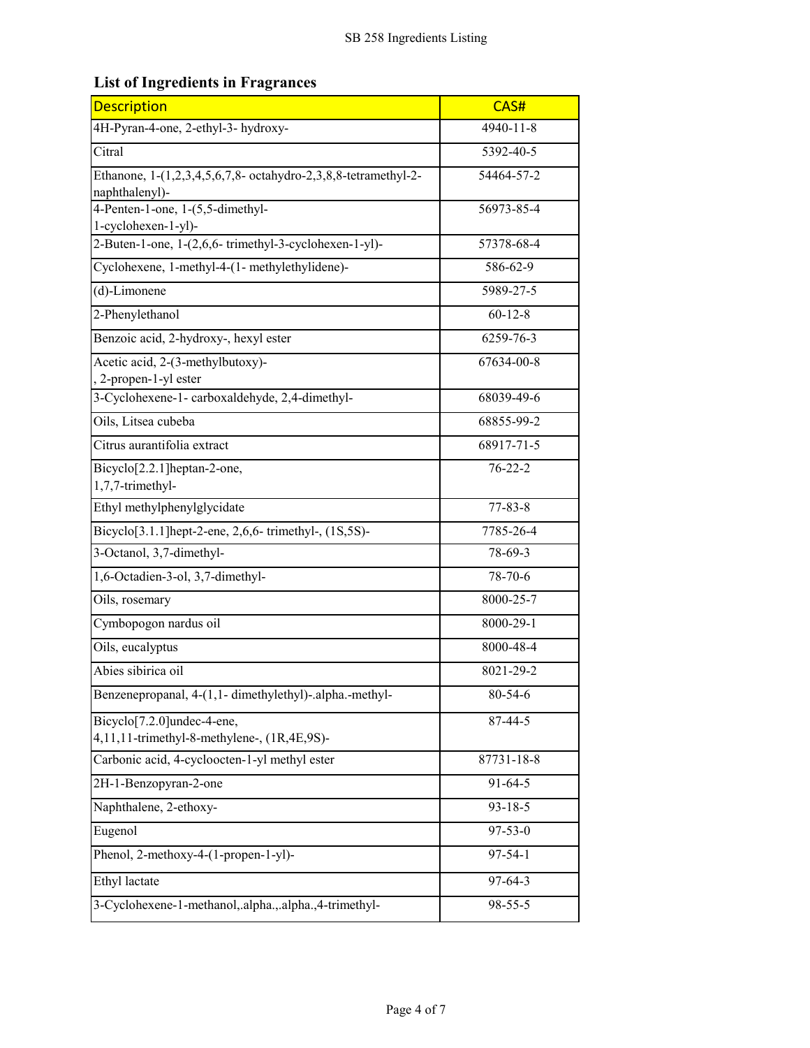## List of Ingredients in Fragrances

| Description | CAS# |
|---|---|
| 4H-Pyran-4-one, 2-ethyl-3- hydroxy- | 4940-11-8 |
| Citral | 5392-40-5 |
| Ethanone, 1-(1,2,3,4,5,6,7,8- octahydro-2,3,8,8-tetramethyl-2-naphthalenyl)- | 54464-57-2 |
| 4-Penten-1-one, 1-(5,5-dimethyl-1-cyclohexen-1-yl)- | 56973-85-4 |
| 2-Buten-1-one, 1-(2,6,6- trimethyl-3-cyclohexen-1-yl)- | 57378-68-4 |
| Cyclohexene, 1-methyl-4-(1- methylethylidene)- | 586-62-9 |
| (d)-Limonene | 5989-27-5 |
| 2-Phenylethanol | 60-12-8 |
| Benzoic acid, 2-hydroxy-, hexyl ester | 6259-76-3 |
| Acetic acid, 2-(3-methylbutoxy)-, 2-propen-1-yl ester | 67634-00-8 |
| 3-Cyclohexene-1- carboxaldehyde, 2,4-dimethyl- | 68039-49-6 |
| Oils, Litsea cubeba | 68855-99-2 |
| Citrus aurantifolia extract | 68917-71-5 |
| Bicyclo[2.2.1]heptan-2-one, 1,7,7-trimethyl- | 76-22-2 |
| Ethyl methylphenylglycidate | 77-83-8 |
| Bicyclo[3.1.1]hept-2-ene, 2,6,6- trimethyl-, (1S,5S)- | 7785-26-4 |
| 3-Octanol, 3,7-dimethyl- | 78-69-3 |
| 1,6-Octadien-3-ol, 3,7-dimethyl- | 78-70-6 |
| Oils, rosemary | 8000-25-7 |
| Cymbopogon nardus oil | 8000-29-1 |
| Oils, eucalyptus | 8000-48-4 |
| Abies sibirica oil | 8021-29-2 |
| Benzenepropanal, 4-(1,1- dimethylethyl)-.alpha.-methyl- | 80-54-6 |
| Bicyclo[7.2.0]undec-4-ene, 4,11,11-trimethyl-8-methylene-, (1R,4E,9S)- | 87-44-5 |
| Carbonic acid, 4-cycloocten-1-yl methyl ester | 87731-18-8 |
| 2H-1-Benzopyran-2-one | 91-64-5 |
| Naphthalene, 2-ethoxy- | 93-18-5 |
| Eugenol | 97-53-0 |
| Phenol, 2-methoxy-4-(1-propen-1-yl)- | 97-54-1 |
| Ethyl lactate | 97-64-3 |
| 3-Cyclohexene-1-methanol,.alpha.,.alpha.,4-trimethyl- | 98-55-5 |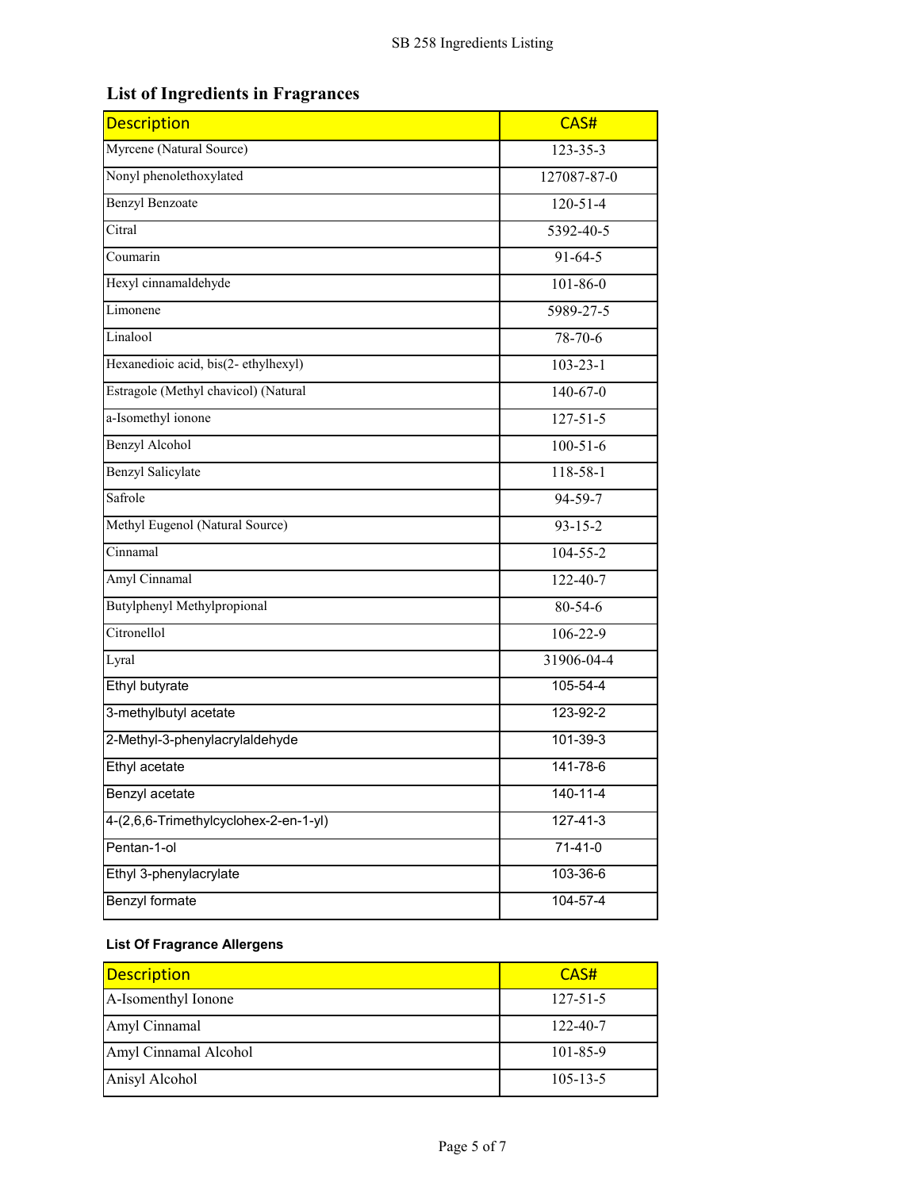## List of Ingredients in Fragrances

| Description | CAS# |
|---|---|
| Myrcene (Natural Source) | 123-35-3 |
| Nonyl phenolethoxylated | 127087-87-0 |
| Benzyl Benzoate | 120-51-4 |
| Citral | 5392-40-5 |
| Coumarin | 91-64-5 |
| Hexyl cinnamaldehyde | 101-86-0 |
| Limonene | 5989-27-5 |
| Linalool | 78-70-6 |
| Hexanedioic acid, bis(2- ethylhexyl) | 103-23-1 |
| Estragole (Methyl chavicol) (Natural | 140-67-0 |
| a-Isomethyl ionone | 127-51-5 |
| Benzyl Alcohol | 100-51-6 |
| Benzyl Salicylate | 118-58-1 |
| Safrole | 94-59-7 |
| Methyl Eugenol (Natural Source) | 93-15-2 |
| Cinnamal | 104-55-2 |
| Amyl Cinnamal | 122-40-7 |
| Butylphenyl Methylpropional | 80-54-6 |
| Citronellol | 106-22-9 |
| Lyral | 31906-04-4 |
| Ethyl butyrate | 105-54-4 |
| 3-methylbutyl acetate | 123-92-2 |
| 2-Methyl-3-phenylacrylaldehyde | 101-39-3 |
| Ethyl acetate | 141-78-6 |
| Benzyl acetate | 140-11-4 |
| 4-(2,6,6-Trimethylcyclohex-2-en-1-yl) | 127-41-3 |
| Pentan-1-ol | 71-41-0 |
| Ethyl 3-phenylacrylate | 103-36-6 |
| Benzyl formate | 104-57-4 |

### List Of Fragrance Allergens

| Description | CAS# |
|---|---|
| A-Isomenthyl Ionone | 127-51-5 |
| Amyl Cinnamal | 122-40-7 |
| Amyl Cinnamal Alcohol | 101-85-9 |
| Anisyl Alcohol | 105-13-5 |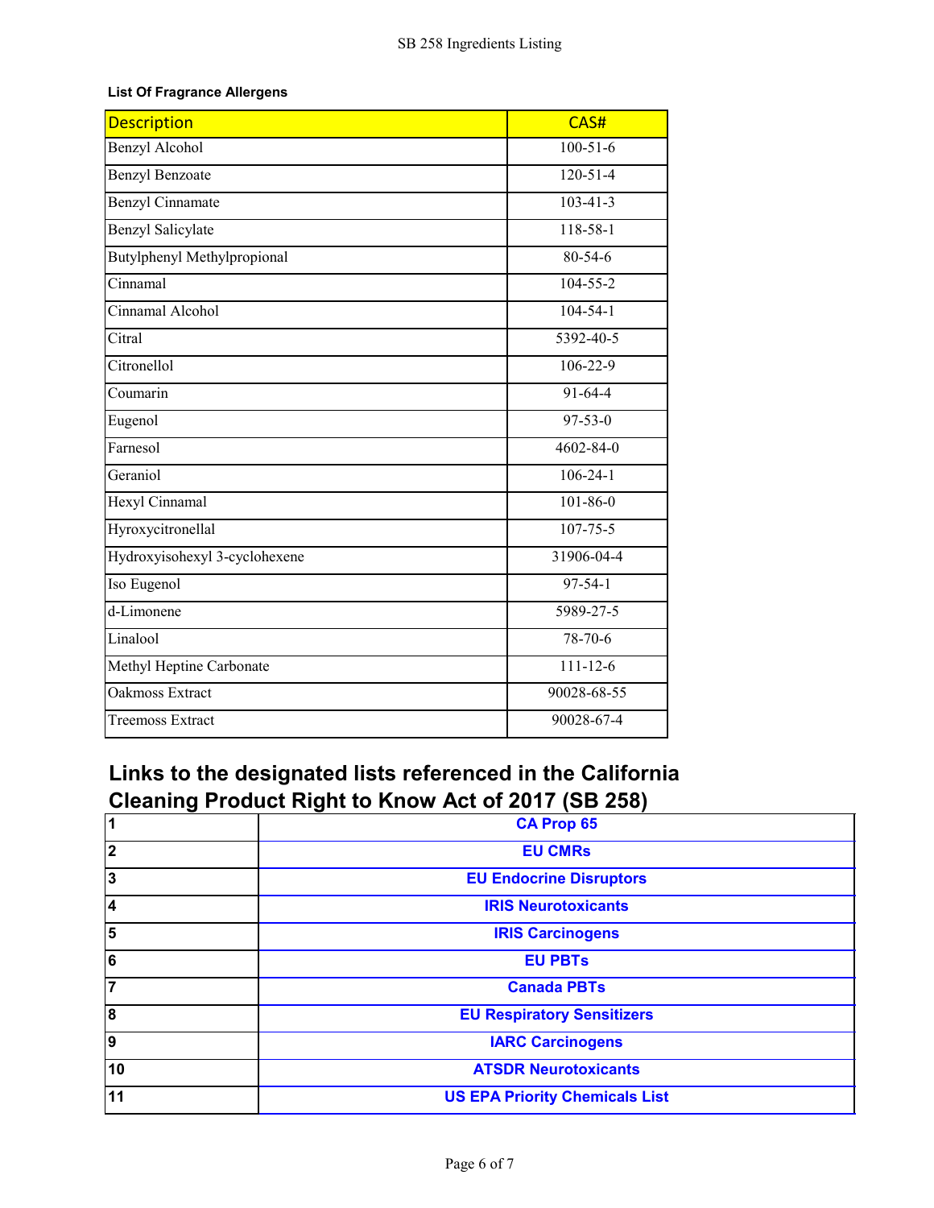**List Of Fragrance Allergens**

| Description | CAS# |
|---|---|
| Benzyl Alcohol | 100-51-6 |
| Benzyl Benzoate | 120-51-4 |
| Benzyl Cinnamate | 103-41-3 |
| Benzyl Salicylate | 118-58-1 |
| Butylphenyl Methylpropional | 80-54-6 |
| Cinnamal | 104-55-2 |
| Cinnamal Alcohol | 104-54-1 |
| Citral | 5392-40-5 |
| Citronellol | 106-22-9 |
| Coumarin | 91-64-4 |
| Eugenol | 97-53-0 |
| Farnesol | 4602-84-0 |
| Geraniol | 106-24-1 |
| Hexyl Cinnamal | 101-86-0 |
| Hyroxycitronellal | 107-75-5 |
| Hydroxyisohexyl 3-cyclohexene | 31906-04-4 |
| Iso Eugenol | 97-54-1 |
| d-Limonene | 5989-27-5 |
| Linalool | 78-70-6 |
| Methyl Heptine Carbonate | 111-12-6 |
| Oakmoss Extract | 90028-68-55 |
| Treemoss Extract | 90028-67-4 |

## Links to the designated lists referenced in the California Cleaning Product Right to Know Act of 2017 (SB 258)

| | |
|---|---|
| 1 | CA Prop 65 |
| 2 | EU CMRs |
| 3 | EU Endocrine Disruptors |
| 4 | IRIS Neurotoxicants |
| 5 | IRIS Carcinogens |
| 6 | EU PBTs |
| 7 | Canada PBTs |
| 8 | EU Respiratory Sensitizers |
| 9 | IARC Carcinogens |
| 10 | ATSDR Neurotoxicants |
| 11 | US EPA Priority Chemicals List |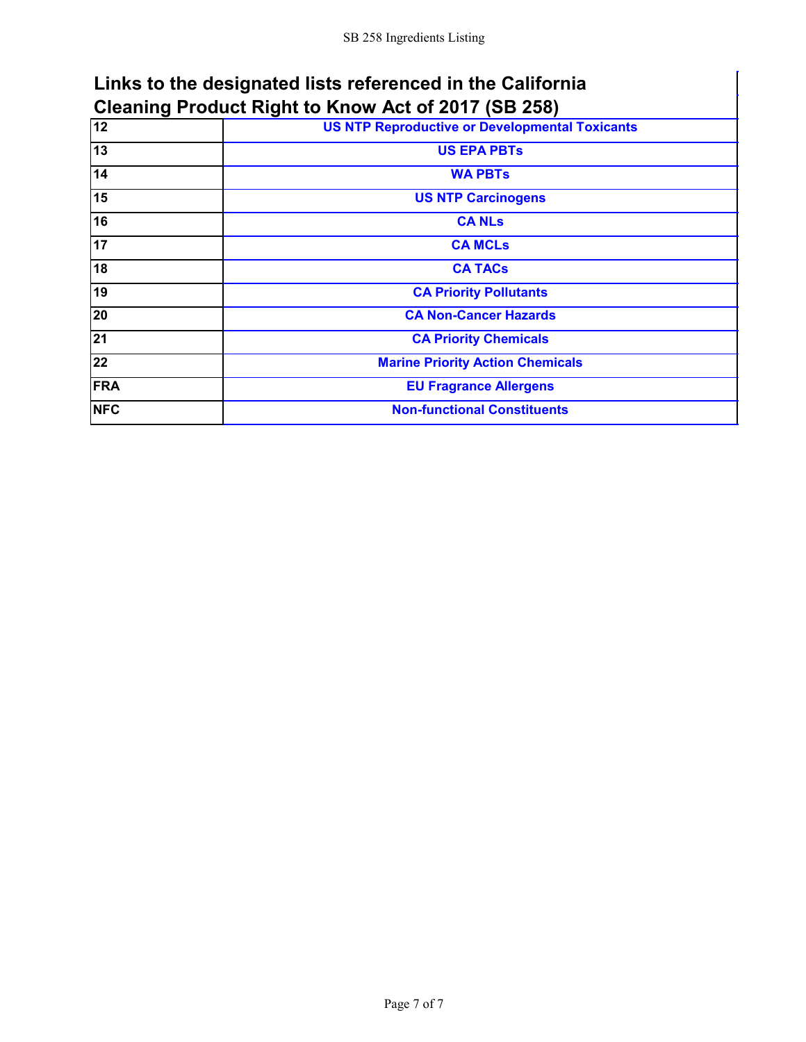## Links to the designated lists referenced in the California Cleaning Product Right to Know Act of 2017 (SB 258)

| | |
|---|---|
| 12 | US NTP Reproductive or Developmental Toxicants |
| 13 | US EPA PBTs |
| 14 | WA PBTs |
| 15 | US NTP Carcinogens |
| 16 | CA NLs |
| 17 | CA MCLs |
| 18 | CA TACs |
| 19 | CA Priority Pollutants |
| 20 | CA Non-Cancer Hazards |
| 21 | CA Priority Chemicals |
| 22 | Marine Priority Action Chemicals |
| FRA | EU Fragrance Allergens |
| NFC | Non-functional Constituents |